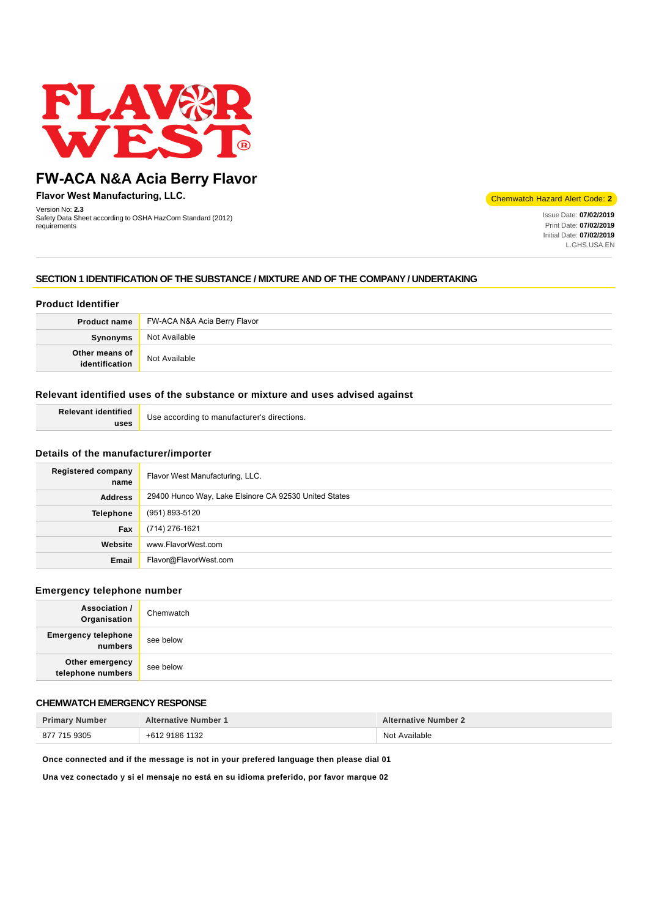# FW-ACA N&A Acia Berry Flavor

**Flavor West Manufacturing, LLC.**

Version No: **2.3**
Safety Data Sheet according to OSHA HazCom Standard (2012) requirements

Chemwatch Hazard Alert Code: **2**

Issue Date: **07/02/2019**
Print Date: **07/02/2019**
Initial Date: **07/02/2019**
L.GHS.USA.EN

## SECTION 1 IDENTIFICATION OF THE SUBSTANCE / MIXTURE AND OF THE COMPANY / UNDERTAKING

### Product Identifier

| | |
|---|---|
| **Product name** | FW-ACA N&A Acia Berry Flavor |
| **Synonyms** | Not Available |
| **Other means of identification** | Not Available |

### Relevant identified uses of the substance or mixture and uses advised against

| | |
|---|---|
| **Relevant identified uses** | Use according to manufacturer's directions. |

### Details of the manufacturer/importer

| | |
|---|---|
| **Registered company name** | Flavor West Manufacturing, LLC. |
| **Address** | 29400 Hunco Way, Lake Elsinore CA 92530 United States |
| **Telephone** | (951) 893-5120 |
| **Fax** | (714) 276-1621 |
| **Website** | www.FlavorWest.com |
| **Email** | Flavor@FlavorWest.com |

### Emergency telephone number

| | |
|---|---|
| **Association / Organisation** | Chemwatch |
| **Emergency telephone numbers** | see below |
| **Other emergency telephone numbers** | see below |

### CHEMWATCH EMERGENCY RESPONSE

| Primary Number | Alternative Number 1 | Alternative Number 2 |
|---|---|---|
| 877 715 9305 | +612 9186 1132 | Not Available |

**Once connected and if the message is not in your prefered language then please dial 01**

**Una vez conectado y si el mensaje no está en su idioma preferido, por favor marque 02**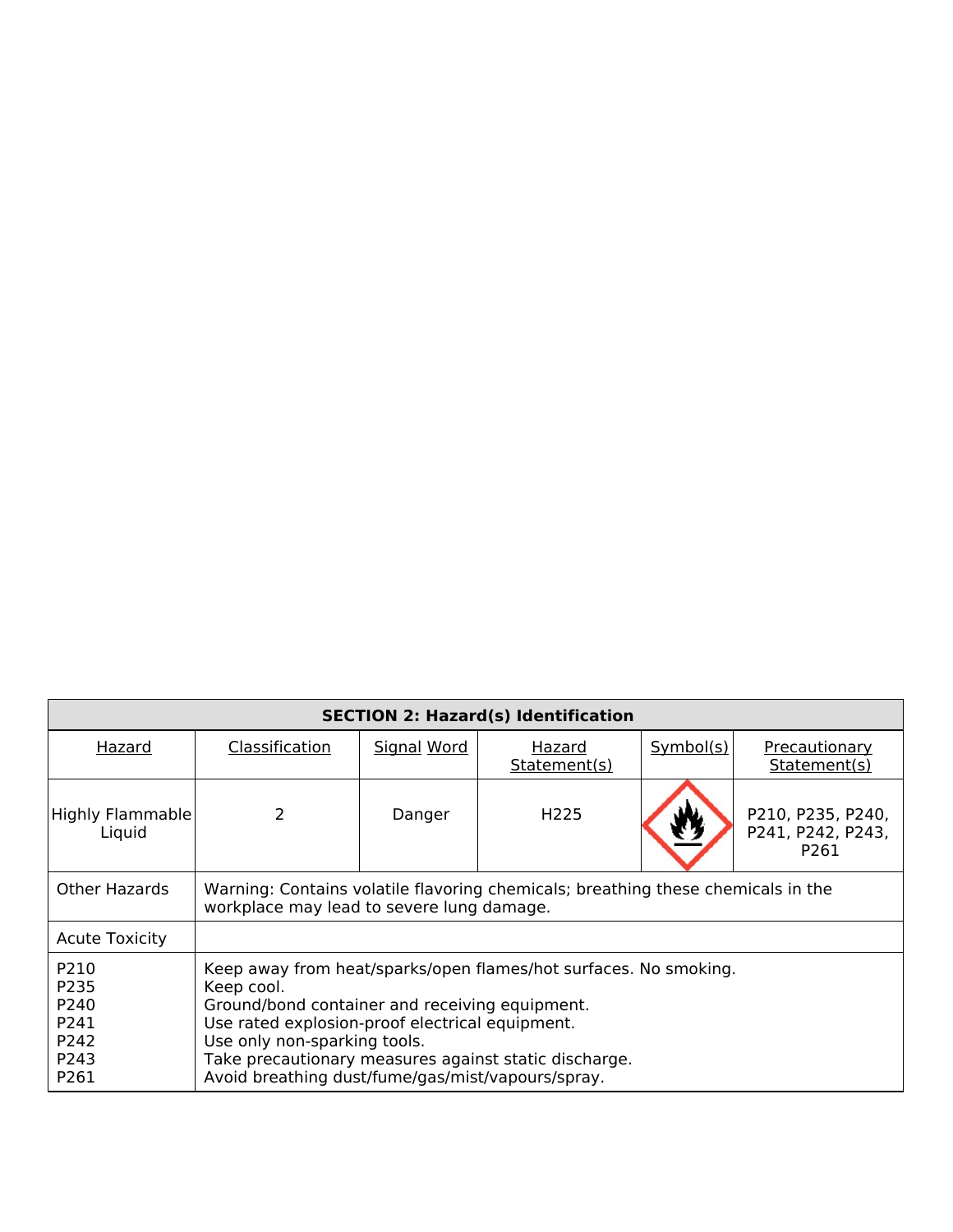| SECTION 2: Hazard(s) Identification | | | | | |
|---|---|---|---|---|---|
| Hazard | Classification | Signal Word | Hazard Statement(s) | Symbol(s) | Precautionary Statement(s) |
| Highly Flammable Liquid | 2 | Danger | H225 | | P210, P235, P240, P241, P242, P243, P261 |
| Other Hazards | Warning: Contains volatile flavoring chemicals; breathing these chemicals in the workplace may lead to severe lung damage. | | | | |
| Acute Toxicity | | | | | |
| P210<br>P235<br>P240<br>P241<br>P242<br>P243<br>P261 | Keep away from heat/sparks/open flames/hot surfaces. No smoking.<br>Keep cool.<br>Ground/bond container and receiving equipment.<br>Use rated explosion-proof electrical equipment.<br>Use only non-sparking tools.<br>Take precautionary measures against static discharge.<br>Avoid breathing dust/fume/gas/mist/vapours/spray. | | | | |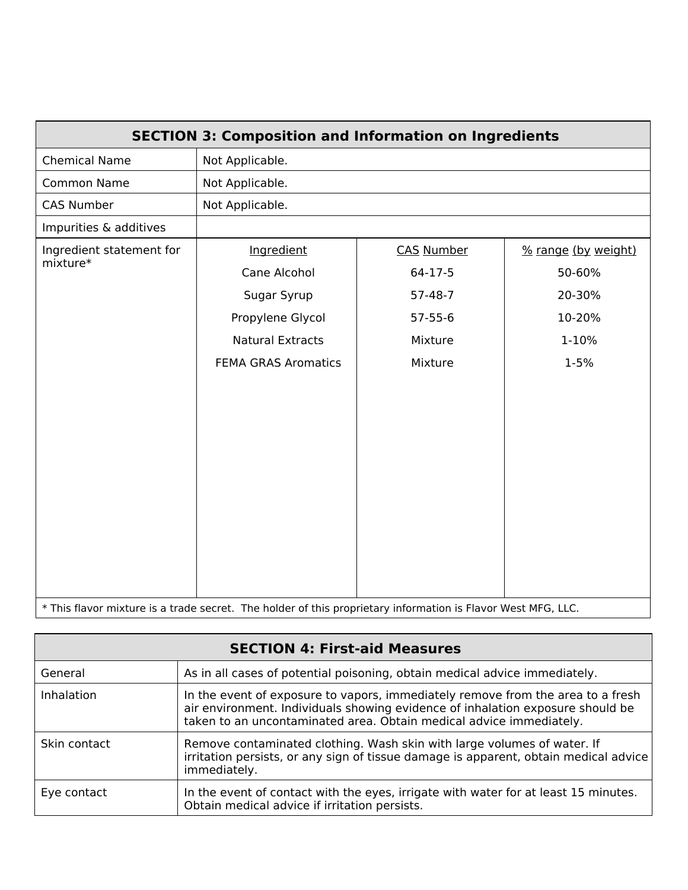## SECTION 3: Composition and Information on Ingredients

| | | | |
|---|---|---|---|
| Chemical Name | Not Applicable. | | |
| Common Name | Not Applicable. | | |
| CAS Number | Not Applicable. | | |
| Impurities & additives | | | |
| Ingredient statement for mixture* | Ingredient | CAS Number | % range (by weight) |
| | Cane Alcohol | 64-17-5 | 50-60% |
| | Sugar Syrup | 57-48-7 | 20-30% |
| | Propylene Glycol | 57-55-6 | 10-20% |
| | Natural Extracts | Mixture | 1-10% |
| | FEMA GRAS Aromatics | Mixture | 1-5% |

* This flavor mixture is a trade secret. The holder of this proprietary information is Flavor West MFG, LLC.

## SECTION 4: First-aid Measures

| | |
|---|---|
| General | As in all cases of potential poisoning, obtain medical advice immediately. |
| Inhalation | In the event of exposure to vapors, immediately remove from the area to a fresh air environment. Individuals showing evidence of inhalation exposure should be taken to an uncontaminated area. Obtain medical advice immediately. |
| Skin contact | Remove contaminated clothing. Wash skin with large volumes of water. If irritation persists, or any sign of tissue damage is apparent, obtain medical advice immediately. |
| Eye contact | In the event of contact with the eyes, irrigate with water for at least 15 minutes. Obtain medical advice if irritation persists. |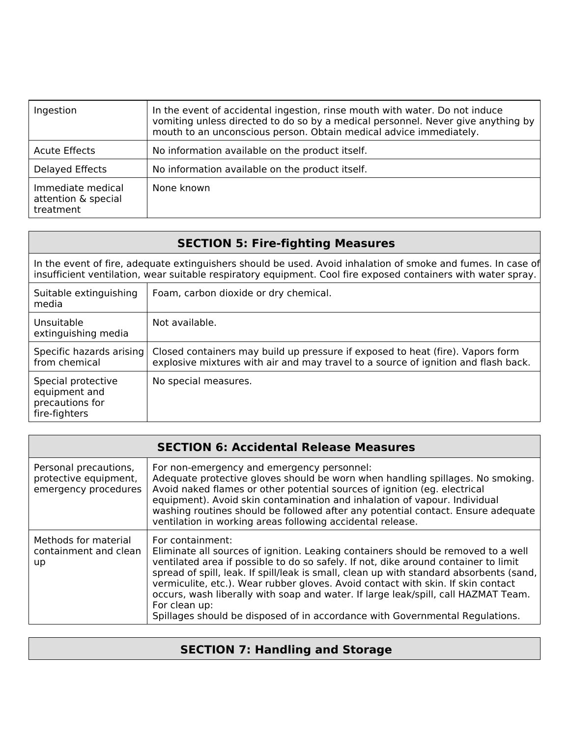| | |
|---|---|
| Ingestion | In the event of accidental ingestion, rinse mouth with water. Do not induce vomiting unless directed to do so by a medical personnel. Never give anything by mouth to an unconscious person. Obtain medical advice immediately. |
| Acute Effects | No information available on the product itself. |
| Delayed Effects | No information available on the product itself. |
| Immediate medical attention & special treatment | None known |

## SECTION 5: Fire-fighting Measures

In the event of fire, adequate extinguishers should be used. Avoid inhalation of smoke and fumes. In case of insufficient ventilation, wear suitable respiratory equipment. Cool fire exposed containers with water spray.

| | |
|---|---|
| Suitable extinguishing media | Foam, carbon dioxide or dry chemical. |
| Unsuitable extinguishing media | Not available. |
| Specific hazards arising from chemical | Closed containers may build up pressure if exposed to heat (fire). Vapors form explosive mixtures with air and may travel to a source of ignition and flash back. |
| Special protective equipment and precautions for fire-fighters | No special measures. |

## SECTION 6: Accidental Release Measures

| | |
|---|---|
| Personal precautions, protective equipment, emergency procedures | For non-emergency and emergency personnel:<br>Adequate protective gloves should be worn when handling spillages. No smoking. Avoid naked flames or other potential sources of ignition (eg. electrical equipment). Avoid skin contamination and inhalation of vapour. Individual washing routines should be followed after any potential contact. Ensure adequate ventilation in working areas following accidental release. |
| Methods for material containment and clean up | For containment:<br>Eliminate all sources of ignition. Leaking containers should be removed to a well ventilated area if possible to do so safely. If not, dike around container to limit spread of spill, leak. If spill/leak is small, clean up with standard absorbents (sand, vermiculite, etc.). Wear rubber gloves. Avoid contact with skin. If skin contact occurs, wash liberally with soap and water. If large leak/spill, call HAZMAT Team.<br>For clean up:<br>Spillages should be disposed of in accordance with Governmental Regulations. |

## SECTION 7: Handling and Storage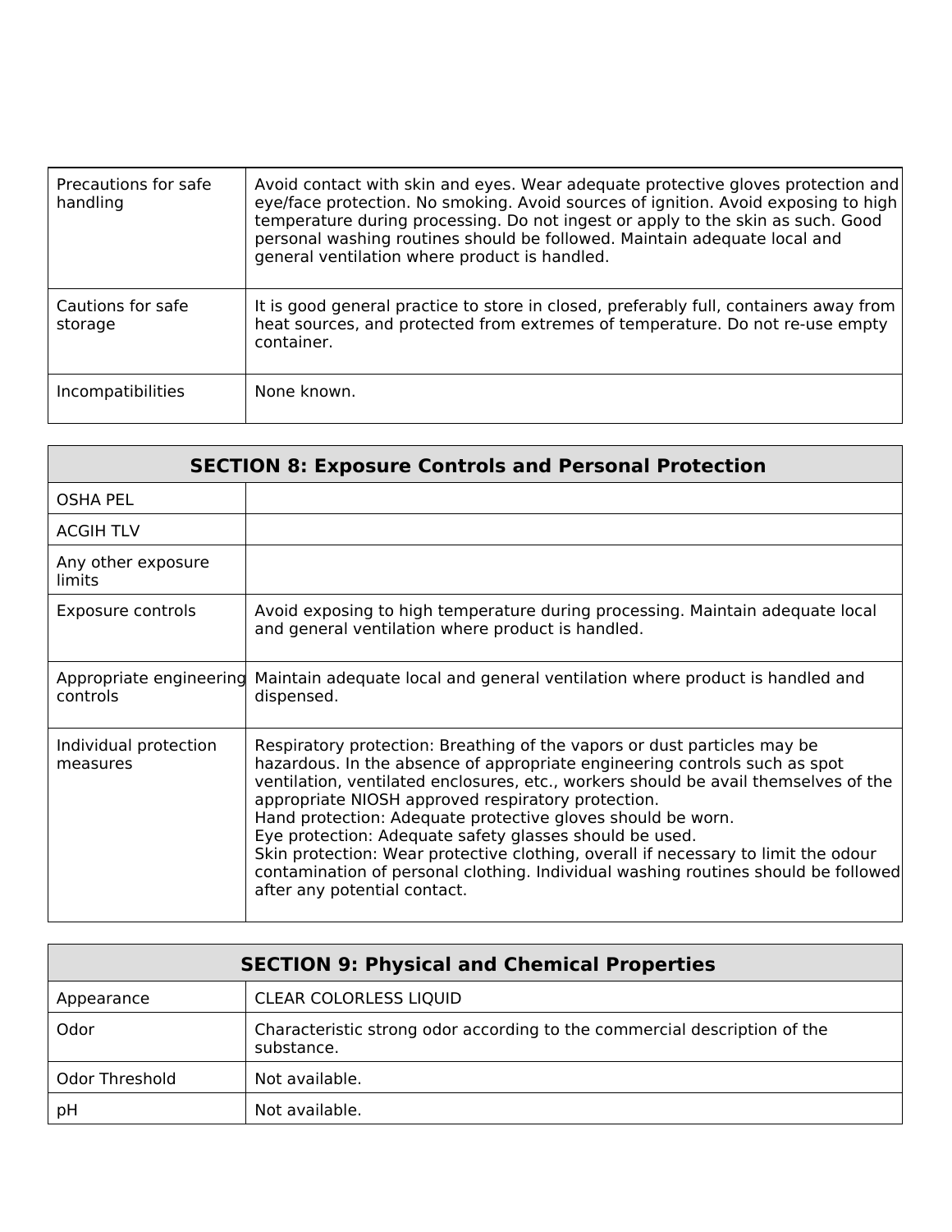| | |
|---|---|
| Precautions for safe handling | Avoid contact with skin and eyes. Wear adequate protective gloves protection and eye/face protection. No smoking. Avoid sources of ignition. Avoid exposing to high temperature during processing. Do not ingest or apply to the skin as such. Good personal washing routines should be followed. Maintain adequate local and general ventilation where product is handled. |
| Cautions for safe storage | It is good general practice to store in closed, preferably full, containers away from heat sources, and protected from extremes of temperature. Do not re-use empty container. |
| Incompatibilities | None known. |

| SECTION 8: Exposure Controls and Personal Protection | |
|---|---|
| OSHA PEL | |
| ACGIH TLV | |
| Any other exposure limits | |
| Exposure controls | Avoid exposing to high temperature during processing. Maintain adequate local and general ventilation where product is handled. |
| Appropriate engineering controls | Maintain adequate local and general ventilation where product is handled and dispensed. |
| Individual protection measures | Respiratory protection: Breathing of the vapors or dust particles may be hazardous. In the absence of appropriate engineering controls such as spot ventilation, ventilated enclosures, etc., workers should be avail themselves of the appropriate NIOSH approved respiratory protection.<br>Hand protection: Adequate protective gloves should be worn.<br>Eye protection: Adequate safety glasses should be used.<br>Skin protection: Wear protective clothing, overall if necessary to limit the odour contamination of personal clothing. Individual washing routines should be followed after any potential contact. |

| SECTION 9: Physical and Chemical Properties | |
|---|---|
| Appearance | CLEAR COLORLESS LIQUID |
| Odor | Characteristic strong odor according to the commercial description of the substance. |
| Odor Threshold | Not available. |
| pH | Not available. |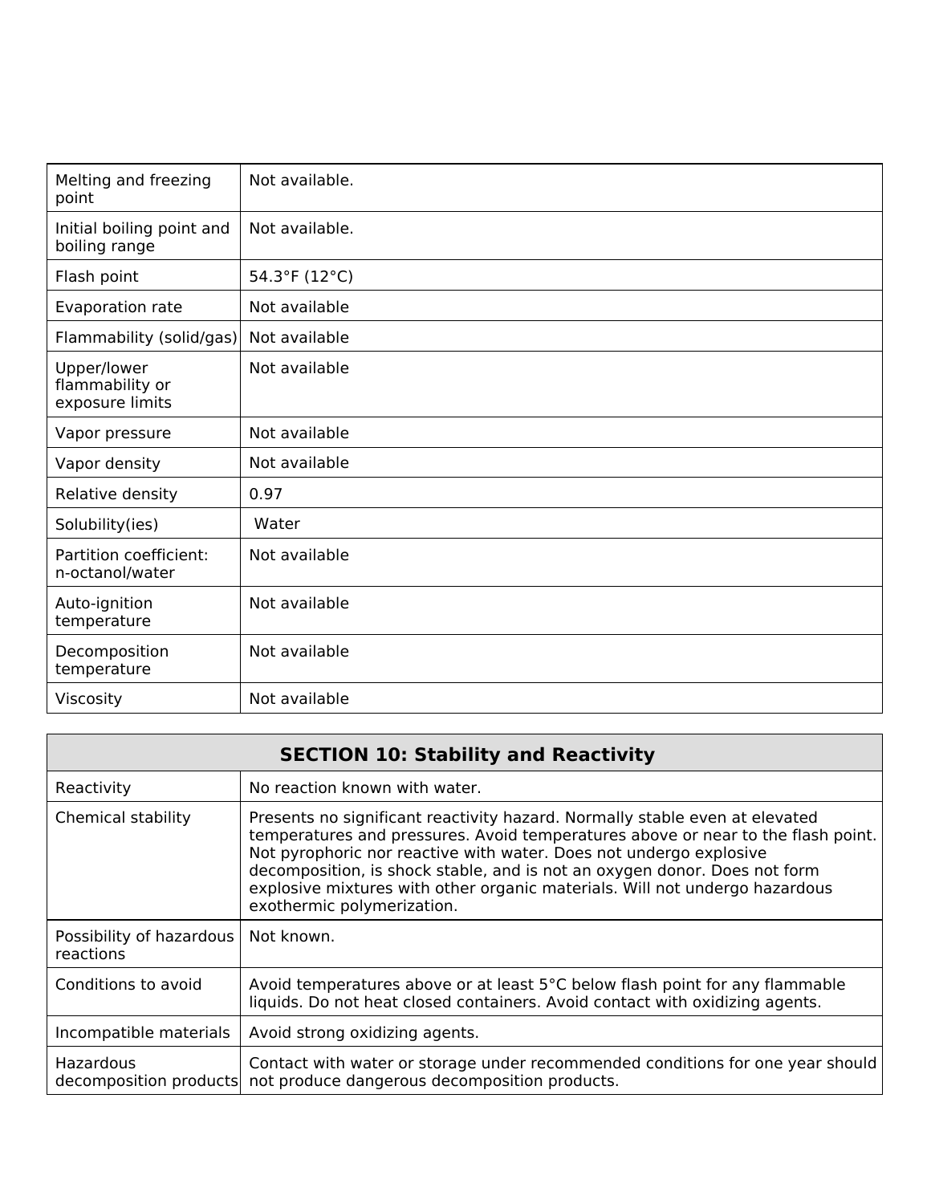| | |
|---|---|
| Melting and freezing point | Not available. |
| Initial boiling point and boiling range | Not available. |
| Flash point | 54.3°F (12°C) |
| Evaporation rate | Not available |
| Flammability (solid/gas) | Not available |
| Upper/lower flammability or exposure limits | Not available |
| Vapor pressure | Not available |
| Vapor density | Not available |
| Relative density | 0.97 |
| Solubility(ies) | Water |
| Partition coefficient: n-octanol/water | Not available |
| Auto-ignition temperature | Not available |
| Decomposition temperature | Not available |
| Viscosity | Not available |

## SECTION 10: Stability and Reactivity

| | |
|---|---|
| Reactivity | No reaction known with water. |
| Chemical stability | Presents no significant reactivity hazard. Normally stable even at elevated temperatures and pressures. Avoid temperatures above or near to the flash point. Not pyrophoric nor reactive with water. Does not undergo explosive decomposition, is shock stable, and is not an oxygen donor. Does not form explosive mixtures with other organic materials. Will not undergo hazardous exothermic polymerization. |
| Possibility of hazardous reactions | Not known. |
| Conditions to avoid | Avoid temperatures above or at least 5°C below flash point for any flammable liquids. Do not heat closed containers. Avoid contact with oxidizing agents. |
| Incompatible materials | Avoid strong oxidizing agents. |
| Hazardous decomposition products | Contact with water or storage under recommended conditions for one year should not produce dangerous decomposition products. |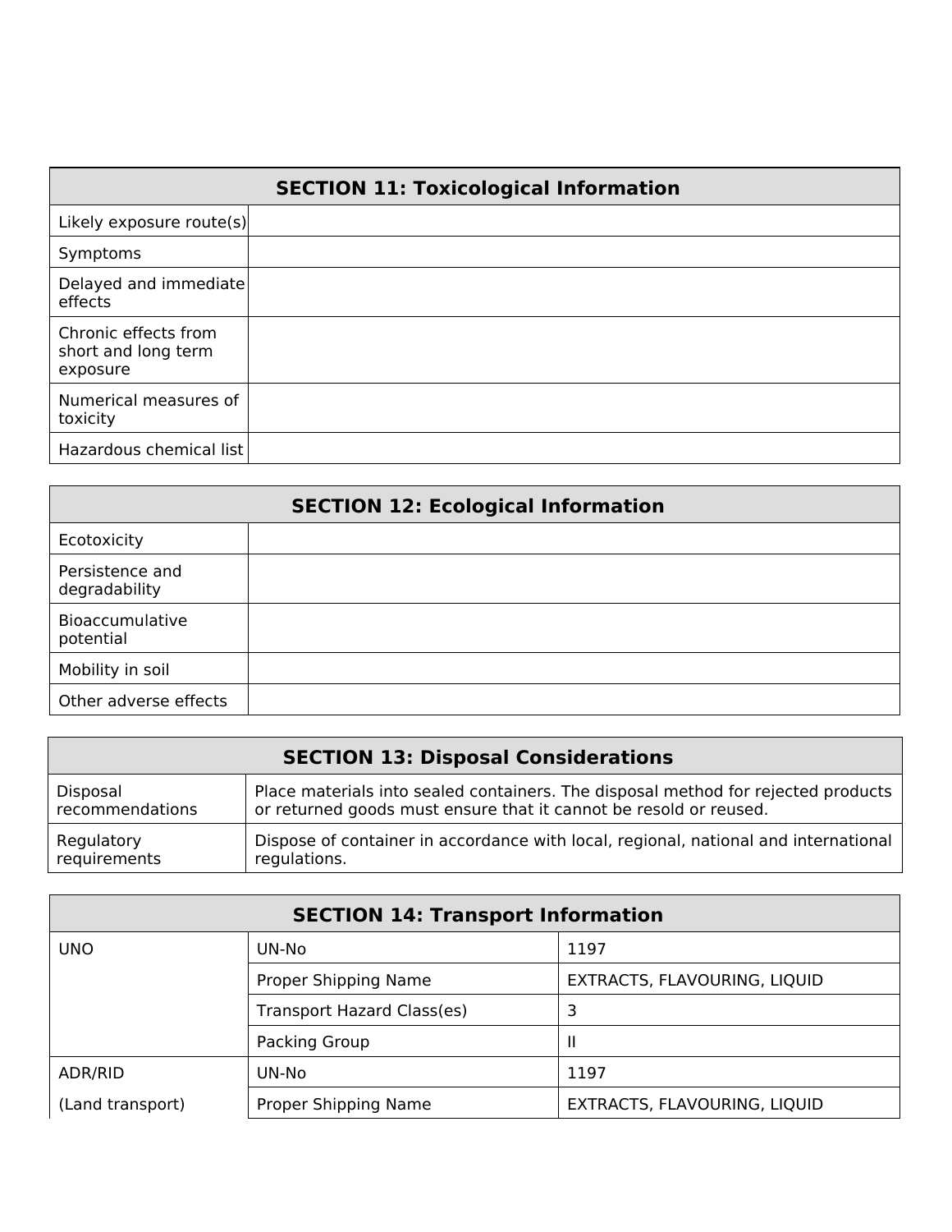## SECTION 11: Toxicological Information

| | |
|---|---|
| Likely exposure route(s) | |
| Symptoms | |
| Delayed and immediate effects | |
| Chronic effects from short and long term exposure | |
| Numerical measures of toxicity | |
| Hazardous chemical list | |

## SECTION 12: Ecological Information

| | |
|---|---|
| Ecotoxicity | |
| Persistence and degradability | |
| Bioaccumulative potential | |
| Mobility in soil | |
| Other adverse effects | |

## SECTION 13: Disposal Considerations

| | |
|---|---|
| Disposal recommendations | Place materials into sealed containers. The disposal method for rejected products or returned goods must ensure that it cannot be resold or reused. |
| Regulatory requirements | Dispose of container in accordance with local, regional, national and international regulations. |

## SECTION 14: Transport Information

| | | |
|---|---|---|
| UNO | UN-No | 1197 |
| | Proper Shipping Name | EXTRACTS, FLAVOURING, LIQUID |
| | Transport Hazard Class(es) | 3 |
| | Packing Group | II |
| ADR/RID (Land transport) | UN-No | 1197 |
| | Proper Shipping Name | EXTRACTS, FLAVOURING, LIQUID |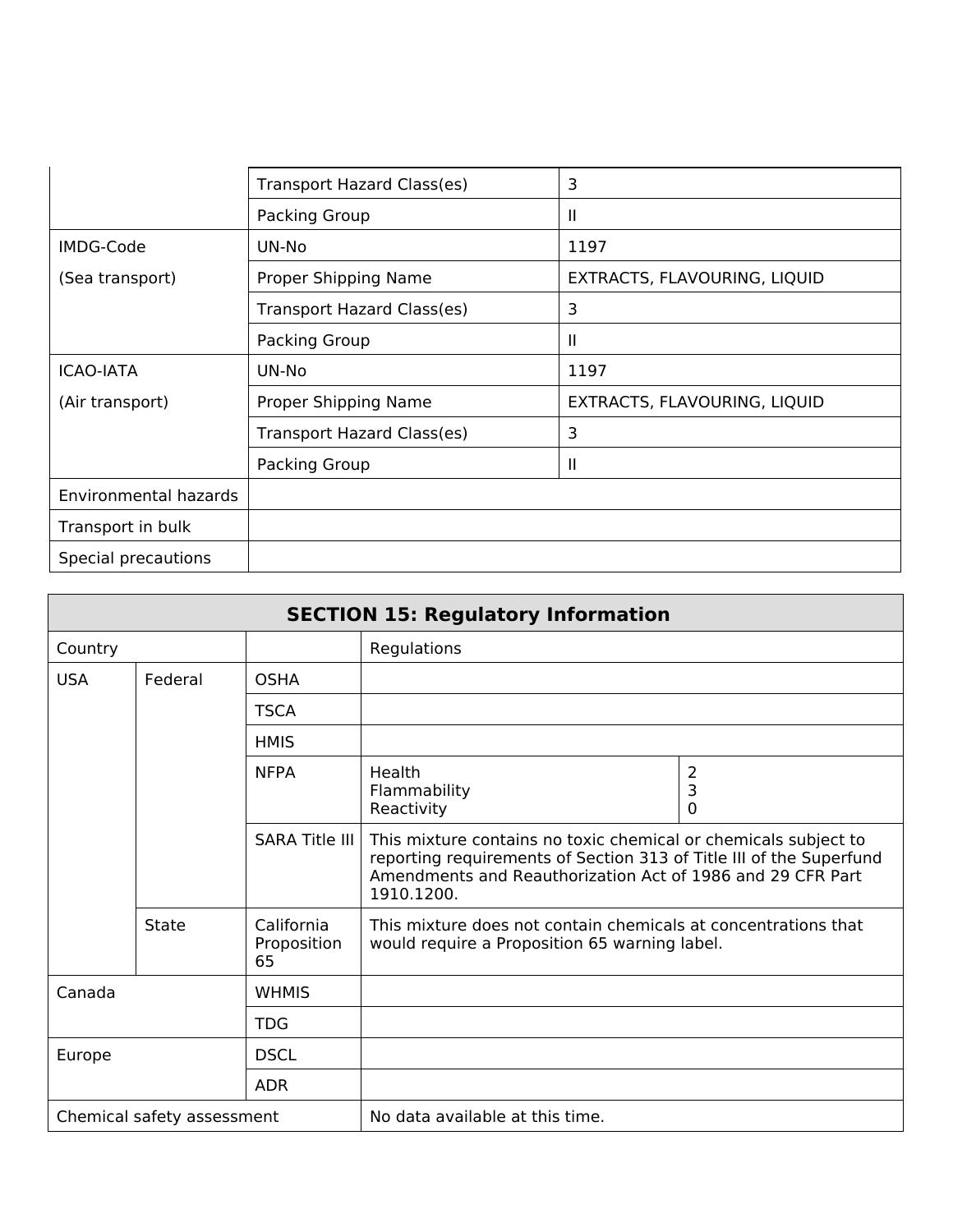| | | |
|---|---|---|
| | Transport Hazard Class(es) | 3 |
| | Packing Group | II |
| IMDG-Code (Sea transport) | UN-No | 1197 |
| | Proper Shipping Name | EXTRACTS, FLAVOURING, LIQUID |
| | Transport Hazard Class(es) | 3 |
| | Packing Group | II |
| ICAO-IATA (Air transport) | UN-No | 1197 |
| | Proper Shipping Name | EXTRACTS, FLAVOURING, LIQUID |
| | Transport Hazard Class(es) | 3 |
| | Packing Group | II |
| Environmental hazards | | |
| Transport in bulk | | |
| Special precautions | | |

## SECTION 15: Regulatory Information

| Country | | | Regulations | |
|---|---|---|---|---|
| USA | Federal | OSHA | | |
| | | TSCA | | |
| | | HMIS | | |
| | | NFPA | Health<br>Flammability<br>Reactivity | 2<br>3<br>0 |
| | | SARA Title III | This mixture contains no toxic chemical or chemicals subject to reporting requirements of Section 313 of Title III of the Superfund Amendments and Reauthorization Act of 1986 and 29 CFR Part 1910.1200. | |
| | State | California Proposition 65 | This mixture does not contain chemicals at concentrations that would require a Proposition 65 warning label. | |
| Canada | | WHMIS | | |
| | | TDG | | |
| Europe | | DSCL | | |
| | | ADR | | |
| Chemical safety assessment | | | No data available at this time. | |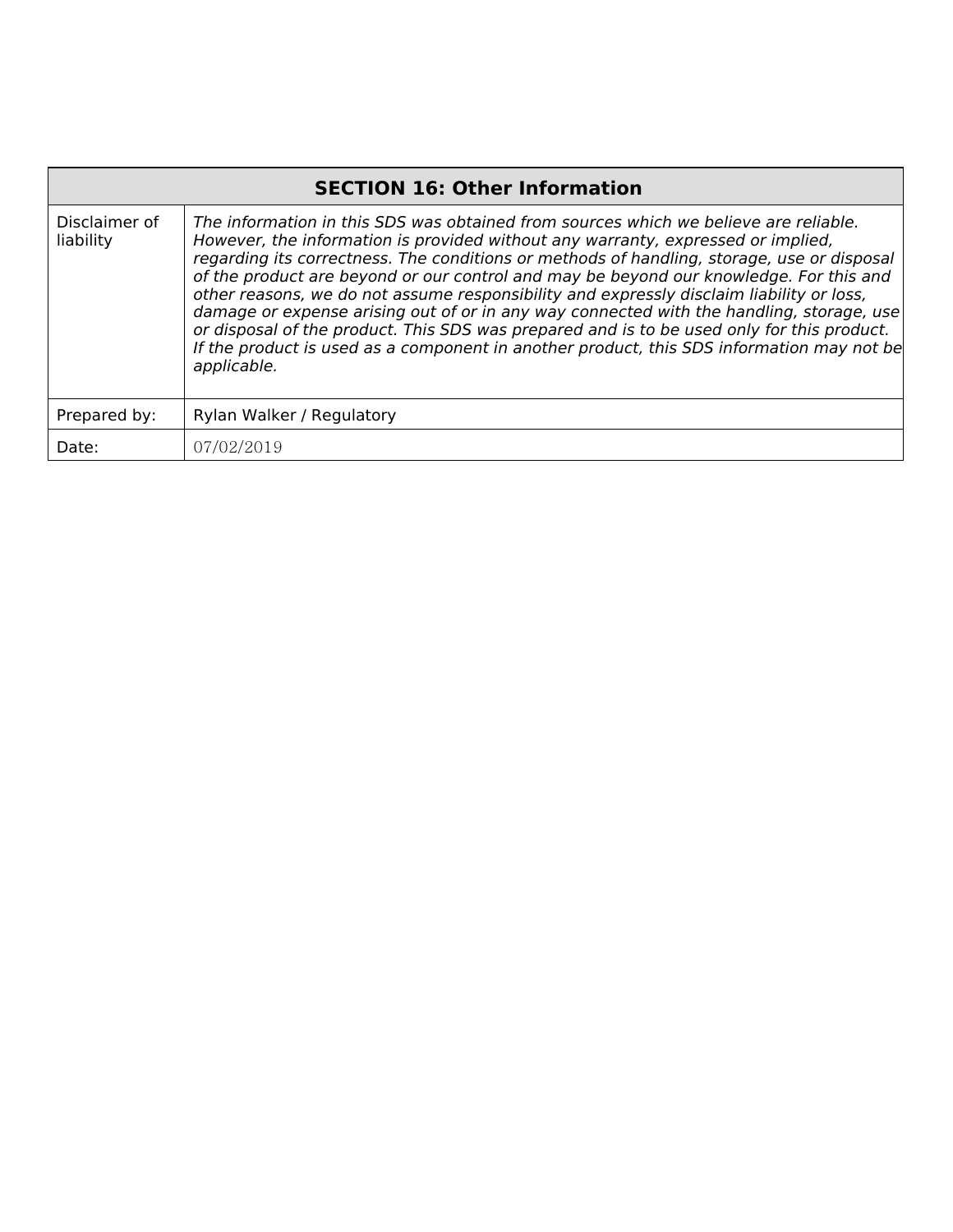| SECTION 16: Other Information | |
|---|---|
| Disclaimer of liability | *The information in this SDS was obtained from sources which we believe are reliable. However, the information is provided without any warranty, expressed or implied, regarding its correctness. The conditions or methods of handling, storage, use or disposal of the product are beyond or our control and may be beyond our knowledge. For this and other reasons, we do not assume responsibility and expressly disclaim liability or loss, damage or expense arising out of or in any way connected with the handling, storage, use or disposal of the product. This SDS was prepared and is to be used only for this product. If the product is used as a component in another product, this SDS information may not be applicable.* |
| Prepared by: | Rylan Walker / Regulatory |
| Date: | 07/02/2019 |